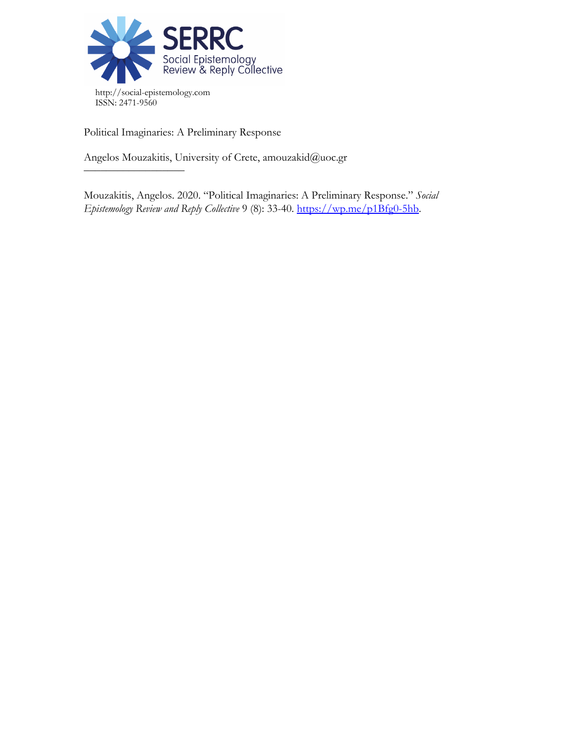SERRC
Social Epistemology
Review & Reply Collective

http://social-epistemology.com
ISSN: 2471-9560

# Political Imaginaries: A Preliminary Response

Angelos Mouzakitis, University of Crete, amouzakid@uoc.gr

---

Mouzakitis, Angelos. 2020. "Political Imaginaries: A Preliminary Response." *Social Epistemology Review and Reply Collective* 9 (8): 33-40. https://wp.me/p1Bfg0-5hb.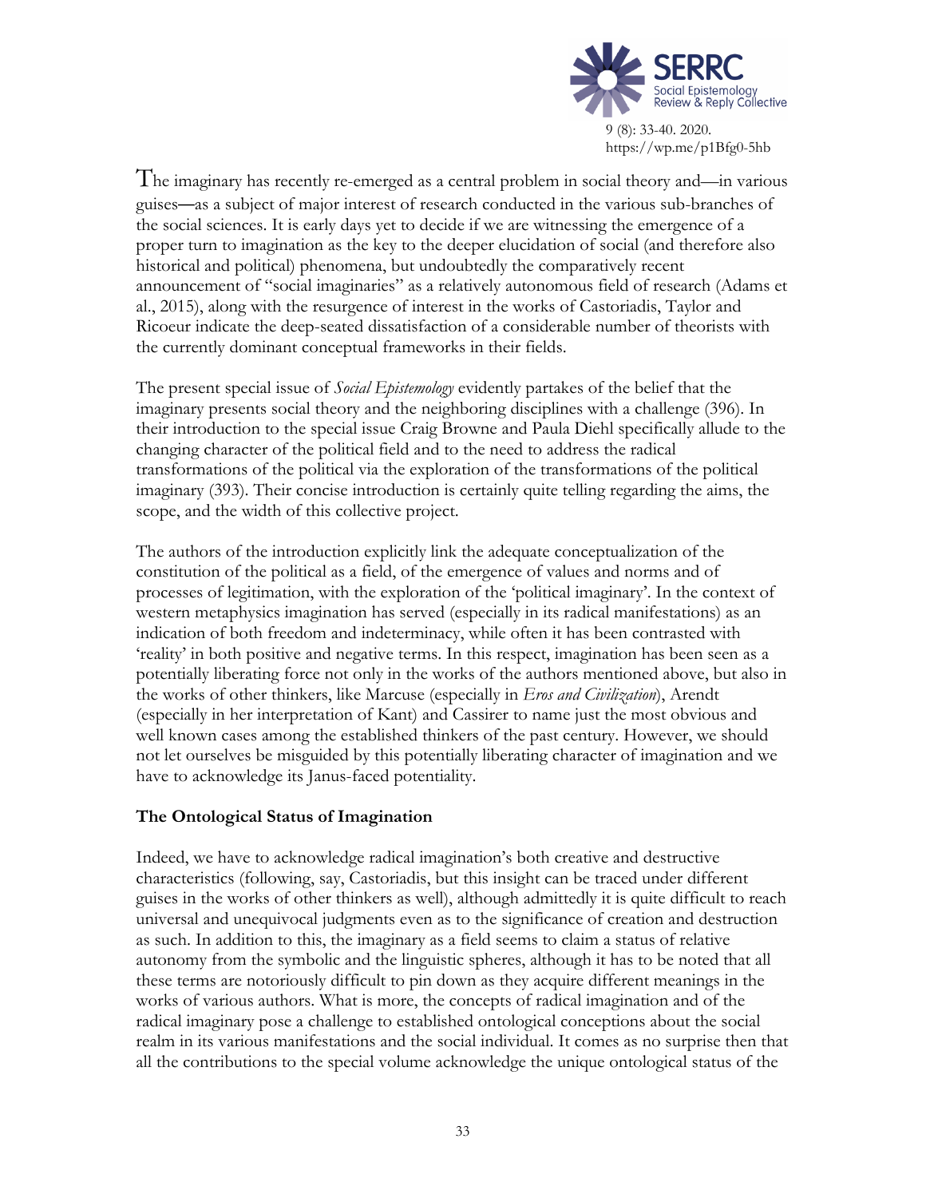The imaginary has recently re-emerged as a central problem in social theory and—in various guises—as a subject of major interest of research conducted in the various sub-branches of the social sciences. It is early days yet to decide if we are witnessing the emergence of a proper turn to imagination as the key to the deeper elucidation of social (and therefore also historical and political) phenomena, but undoubtedly the comparatively recent announcement of "social imaginaries" as a relatively autonomous field of research (Adams et al., 2015), along with the resurgence of interest in the works of Castoriadis, Taylor and Ricoeur indicate the deep-seated dissatisfaction of a considerable number of theorists with the currently dominant conceptual frameworks in their fields.

The present special issue of *Social Epistemology* evidently partakes of the belief that the imaginary presents social theory and the neighboring disciplines with a challenge (396). In their introduction to the special issue Craig Browne and Paula Diehl specifically allude to the changing character of the political field and to the need to address the radical transformations of the political via the exploration of the transformations of the political imaginary (393). Their concise introduction is certainly quite telling regarding the aims, the scope, and the width of this collective project.

The authors of the introduction explicitly link the adequate conceptualization of the constitution of the political as a field, of the emergence of values and norms and of processes of legitimation, with the exploration of the 'political imaginary'. In the context of western metaphysics imagination has served (especially in its radical manifestations) as an indication of both freedom and indeterminacy, while often it has been contrasted with 'reality' in both positive and negative terms. In this respect, imagination has been seen as a potentially liberating force not only in the works of the authors mentioned above, but also in the works of other thinkers, like Marcuse (especially in *Eros and Civilization*), Arendt (especially in her interpretation of Kant) and Cassirer to name just the most obvious and well known cases among the established thinkers of the past century. However, we should not let ourselves be misguided by this potentially liberating character of imagination and we have to acknowledge its Janus-faced potentiality.

## The Ontological Status of Imagination

Indeed, we have to acknowledge radical imagination's both creative and destructive characteristics (following, say, Castoriadis, but this insight can be traced under different guises in the works of other thinkers as well), although admittedly it is quite difficult to reach universal and unequivocal judgments even as to the significance of creation and destruction as such. In addition to this, the imaginary as a field seems to claim a status of relative autonomy from the symbolic and the linguistic spheres, although it has to be noted that all these terms are notoriously difficult to pin down as they acquire different meanings in the works of various authors. What is more, the concepts of radical imagination and of the radical imaginary pose a challenge to established ontological conceptions about the social realm in its various manifestations and the social individual. It comes as no surprise then that all the contributions to the special volume acknowledge the unique ontological status of the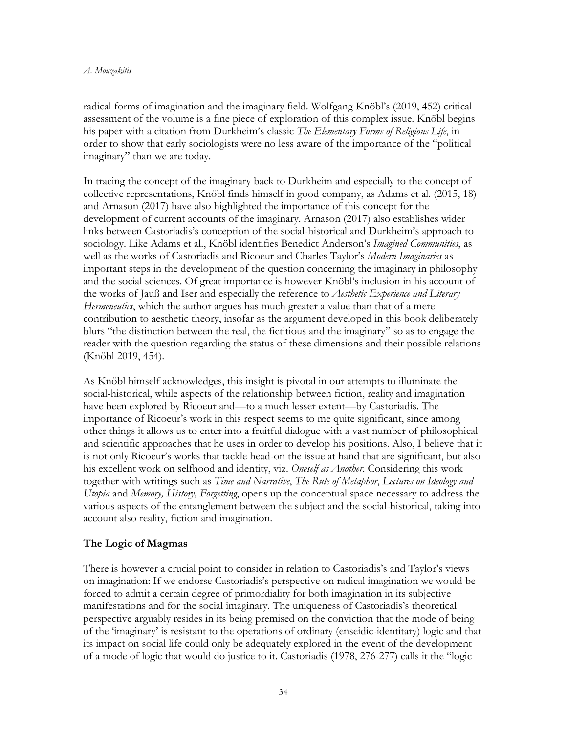radical forms of imagination and the imaginary field. Wolfgang Knöbl's (2019, 452) critical assessment of the volume is a fine piece of exploration of this complex issue. Knöbl begins his paper with a citation from Durkheim's classic *The Elementary Forms of Religious Life*, in order to show that early sociologists were no less aware of the importance of the "political imaginary" than we are today.

In tracing the concept of the imaginary back to Durkheim and especially to the concept of collective representations, Knöbl finds himself in good company, as Adams et al. (2015, 18) and Arnason (2017) have also highlighted the importance of this concept for the development of current accounts of the imaginary. Arnason (2017) also establishes wider links between Castoriadis's conception of the social-historical and Durkheim's approach to sociology. Like Adams et al., Knöbl identifies Benedict Anderson's *Imagined Communities*, as well as the works of Castoriadis and Ricoeur and Charles Taylor's *Modern Imaginaries* as important steps in the development of the question concerning the imaginary in philosophy and the social sciences. Of great importance is however Knöbl's inclusion in his account of the works of Jauß and Iser and especially the reference to *Aesthetic Experience and Literary Hermeneutics*, which the author argues has much greater a value than that of a mere contribution to aesthetic theory, insofar as the argument developed in this book deliberately blurs "the distinction between the real, the fictitious and the imaginary" so as to engage the reader with the question regarding the status of these dimensions and their possible relations (Knöbl 2019, 454).

As Knöbl himself acknowledges, this insight is pivotal in our attempts to illuminate the social-historical, while aspects of the relationship between fiction, reality and imagination have been explored by Ricoeur and—to a much lesser extent—by Castoriadis. The importance of Ricoeur's work in this respect seems to me quite significant, since among other things it allows us to enter into a fruitful dialogue with a vast number of philosophical and scientific approaches that he uses in order to develop his positions. Also, I believe that it is not only Ricoeur's works that tackle head-on the issue at hand that are significant, but also his excellent work on selfhood and identity, viz. *Oneself as Another*. Considering this work together with writings such as *Time and Narrative*, *The Rule of Metaphor*, *Lectures on Ideology and Utopia* and *Memory, History, Forgetting*, opens up the conceptual space necessary to address the various aspects of the entanglement between the subject and the social-historical, taking into account also reality, fiction and imagination.

## The Logic of Magmas

There is however a crucial point to consider in relation to Castoriadis's and Taylor's views on imagination: If we endorse Castoriadis's perspective on radical imagination we would be forced to admit a certain degree of primordiality for both imagination in its subjective manifestations and for the social imaginary. The uniqueness of Castoriadis's theoretical perspective arguably resides in its being premised on the conviction that the mode of being of the 'imaginary' is resistant to the operations of ordinary (enseidic-identitary) logic and that its impact on social life could only be adequately explored in the event of the development of a mode of logic that would do justice to it. Castoriadis (1978, 276-277) calls it the "logic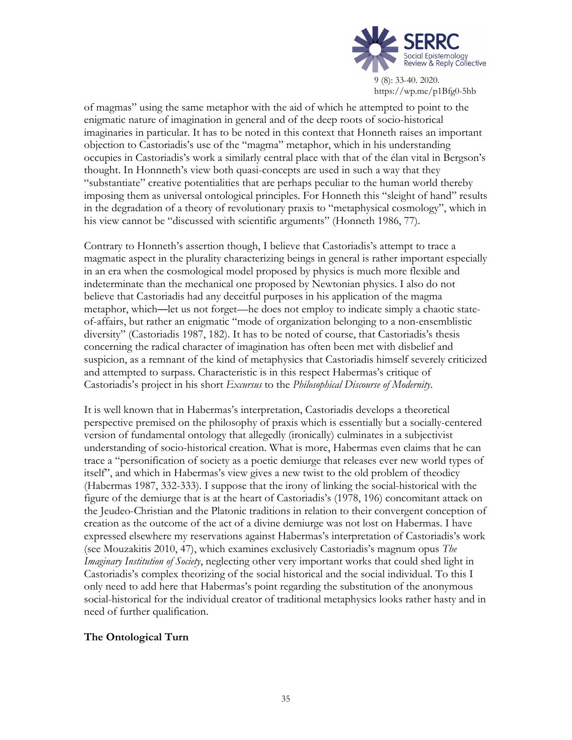of magmas" using the same metaphor with the aid of which he attempted to point to the enigmatic nature of imagination in general and of the deep roots of socio-historical imaginaries in particular. It has to be noted in this context that Honneth raises an important objection to Castoriadis's use of the "magma" metaphor, which in his understanding occupies in Castoriadis's work a similarly central place with that of the élan vital in Bergson's thought. In Honnneth's view both quasi-concepts are used in such a way that they "substantiate" creative potentialities that are perhaps peculiar to the human world thereby imposing them as universal ontological principles. For Honneth this "sleight of hand" results in the degradation of a theory of revolutionary praxis to "metaphysical cosmology", which in his view cannot be "discussed with scientific arguments" (Honneth 1986, 77).

Contrary to Honneth's assertion though, I believe that Castoriadis's attempt to trace a magmatic aspect in the plurality characterizing beings in general is rather important especially in an era when the cosmological model proposed by physics is much more flexible and indeterminate than the mechanical one proposed by Newtonian physics. I also do not believe that Castoriadis had any deceitful purposes in his application of the magma metaphor, which—let us not forget—he does not employ to indicate simply a chaotic state-of-affairs, but rather an enigmatic "mode of organization belonging to a non-ensemblistic diversity" (Castoriadis 1987, 182). It has to be noted of course, that Castoriadis's thesis concerning the radical character of imagination has often been met with disbelief and suspicion, as a remnant of the kind of metaphysics that Castoriadis himself severely criticized and attempted to surpass. Characteristic is in this respect Habermas's critique of Castoriadis's project in his short *Excursus* to the *Philosophical Discourse of Modernity*.

It is well known that in Habermas's interpretation, Castoriadis develops a theoretical perspective premised on the philosophy of praxis which is essentially but a socially-centered version of fundamental ontology that allegedly (ironically) culminates in a subjectivist understanding of socio-historical creation. What is more, Habermas even claims that he can trace a "personification of society as a poetic demiurge that releases ever new world types of itself", and which in Habermas's view gives a new twist to the old problem of theodicy (Habermas 1987, 332-333). I suppose that the irony of linking the social-historical with the figure of the demiurge that is at the heart of Castoriadis's (1978, 196) concomitant attack on the Jeudeo-Christian and the Platonic traditions in relation to their convergent conception of creation as the outcome of the act of a divine demiurge was not lost on Habermas. I have expressed elsewhere my reservations against Habermas's interpretation of Castoriadis's work (see Mouzakitis 2010, 47), which examines exclusively Castoriadis's magnum opus *The Imaginary Institution of Society*, neglecting other very important works that could shed light in Castoriadis's complex theorizing of the social historical and the social individual. To this I only need to add here that Habermas's point regarding the substitution of the anonymous social-historical for the individual creator of traditional metaphysics looks rather hasty and in need of further qualification.

## The Ontological Turn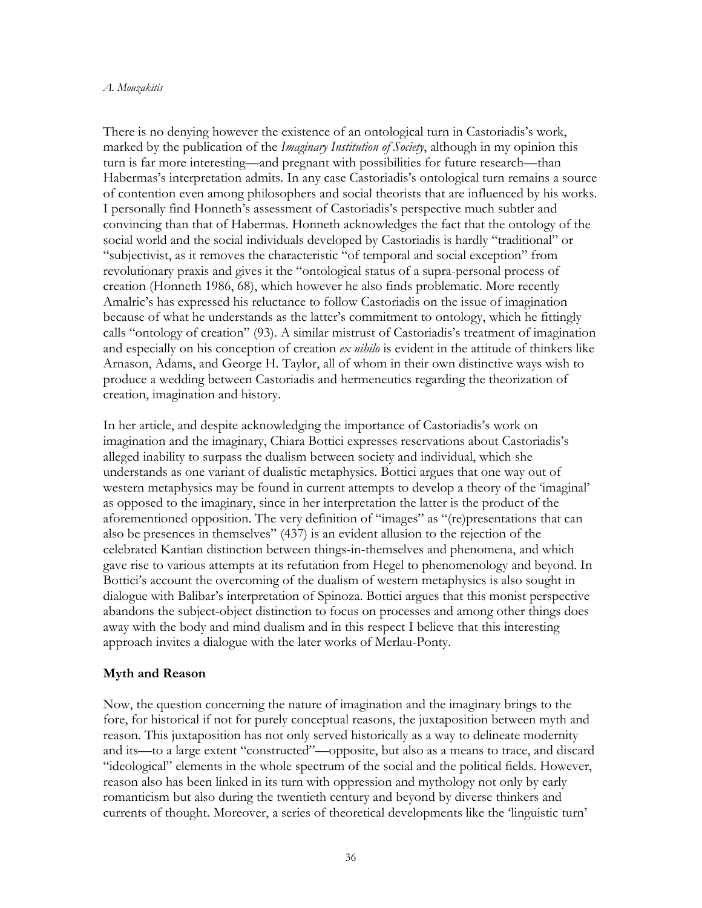There is no denying however the existence of an ontological turn in Castoriadis's work, marked by the publication of the *Imaginary Institution of Society*, although in my opinion this turn is far more interesting—and pregnant with possibilities for future research—than Habermas's interpretation admits. In any case Castoriadis's ontological turn remains a source of contention even among philosophers and social theorists that are influenced by his works. I personally find Honneth's assessment of Castoriadis's perspective much subtler and convincing than that of Habermas. Honneth acknowledges the fact that the ontology of the social world and the social individuals developed by Castoriadis is hardly "traditional" or "subjectivist, as it removes the characteristic "of temporal and social exception" from revolutionary praxis and gives it the "ontological status of a supra-personal process of creation (Honneth 1986, 68), which however he also finds problematic. More recently Amalric's has expressed his reluctance to follow Castoriadis on the issue of imagination because of what he understands as the latter's commitment to ontology, which he fittingly calls "ontology of creation" (93). A similar mistrust of Castoriadis's treatment of imagination and especially on his conception of creation *ex nihilo* is evident in the attitude of thinkers like Arnason, Adams, and George H. Taylor, all of whom in their own distinctive ways wish to produce a wedding between Castoriadis and hermeneutics regarding the theorization of creation, imagination and history.

In her article, and despite acknowledging the importance of Castoriadis's work on imagination and the imaginary, Chiara Bottici expresses reservations about Castoriadis's alleged inability to surpass the dualism between society and individual, which she understands as one variant of dualistic metaphysics. Bottici argues that one way out of western metaphysics may be found in current attempts to develop a theory of the 'imaginal' as opposed to the imaginary, since in her interpretation the latter is the product of the aforementioned opposition. The very definition of "images" as "(re)presentations that can also be presences in themselves" (437) is an evident allusion to the rejection of the celebrated Kantian distinction between things-in-themselves and phenomena, and which gave rise to various attempts at its refutation from Hegel to phenomenology and beyond. In Bottici's account the overcoming of the dualism of western metaphysics is also sought in dialogue with Balibar's interpretation of Spinoza. Bottici argues that this monist perspective abandons the subject-object distinction to focus on processes and among other things does away with the body and mind dualism and in this respect I believe that this interesting approach invites a dialogue with the later works of Merlau-Ponty.

## Myth and Reason

Now, the question concerning the nature of imagination and the imaginary brings to the fore, for historical if not for purely conceptual reasons, the juxtaposition between myth and reason. This juxtaposition has not only served historically as a way to delineate modernity and its—to a large extent "constructed"—opposite, but also as a means to trace, and discard "ideological" elements in the whole spectrum of the social and the political fields. However, reason also has been linked in its turn with oppression and mythology not only by early romanticism but also during the twentieth century and beyond by diverse thinkers and currents of thought. Moreover, a series of theoretical developments like the 'linguistic turn'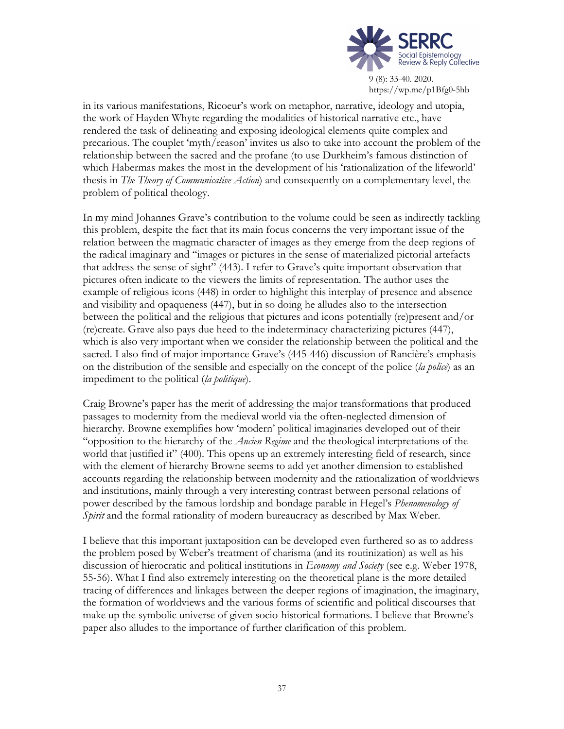in its various manifestations, Ricoeur's work on metaphor, narrative, ideology and utopia, the work of Hayden Whyte regarding the modalities of historical narrative etc., have rendered the task of delineating and exposing ideological elements quite complex and precarious. The couplet 'myth/reason' invites us also to take into account the problem of the relationship between the sacred and the profane (to use Durkheim's famous distinction of which Habermas makes the most in the development of his 'rationalization of the lifeworld' thesis in *The Theory of Communicative Action*) and consequently on a complementary level, the problem of political theology.

In my mind Johannes Grave's contribution to the volume could be seen as indirectly tackling this problem, despite the fact that its main focus concerns the very important issue of the relation between the magmatic character of images as they emerge from the deep regions of the radical imaginary and "images or pictures in the sense of materialized pictorial artefacts that address the sense of sight" (443). I refer to Grave's quite important observation that pictures often indicate to the viewers the limits of representation. The author uses the example of religious icons (448) in order to highlight this interplay of presence and absence and visibility and opaqueness (447), but in so doing he alludes also to the intersection between the political and the religious that pictures and icons potentially (re)present and/or (re)create. Grave also pays due heed to the indeterminacy characterizing pictures (447), which is also very important when we consider the relationship between the political and the sacred. I also find of major importance Grave's (445-446) discussion of Rancière's emphasis on the distribution of the sensible and especially on the concept of the police (*la police*) as an impediment to the political (*la politique*).

Craig Browne's paper has the merit of addressing the major transformations that produced passages to modernity from the medieval world via the often-neglected dimension of hierarchy. Browne exemplifies how 'modern' political imaginaries developed out of their "opposition to the hierarchy of the *Ancien Regime* and the theological interpretations of the world that justified it" (400). This opens up an extremely interesting field of research, since with the element of hierarchy Browne seems to add yet another dimension to established accounts regarding the relationship between modernity and the rationalization of worldviews and institutions, mainly through a very interesting contrast between personal relations of power described by the famous lordship and bondage parable in Hegel's *Phenomenology of Spirit* and the formal rationality of modern bureaucracy as described by Max Weber.

I believe that this important juxtaposition can be developed even furthered so as to address the problem posed by Weber's treatment of charisma (and its routinization) as well as his discussion of hierocratic and political institutions in *Economy and Society* (see e.g. Weber 1978, 55-56). What I find also extremely interesting on the theoretical plane is the more detailed tracing of differences and linkages between the deeper regions of imagination, the imaginary, the formation of worldviews and the various forms of scientific and political discourses that make up the symbolic universe of given socio-historical formations. I believe that Browne's paper also alludes to the importance of further clarification of this problem.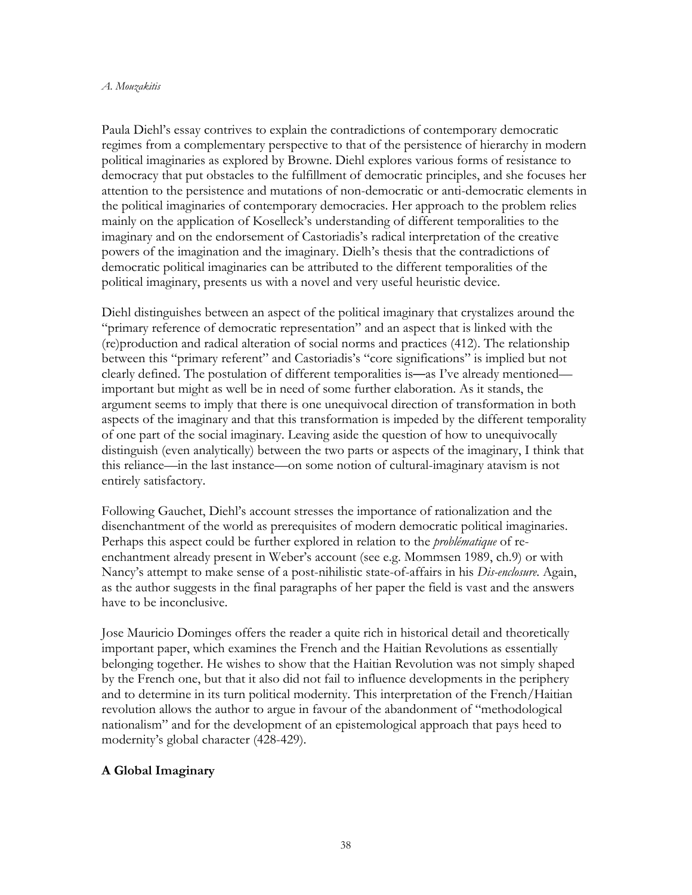Paula Diehl's essay contrives to explain the contradictions of contemporary democratic regimes from a complementary perspective to that of the persistence of hierarchy in modern political imaginaries as explored by Browne. Diehl explores various forms of resistance to democracy that put obstacles to the fulfillment of democratic principles, and she focuses her attention to the persistence and mutations of non-democratic or anti-democratic elements in the political imaginaries of contemporary democracies. Her approach to the problem relies mainly on the application of Koselleck's understanding of different temporalities to the imaginary and on the endorsement of Castoriadis's radical interpretation of the creative powers of the imagination and the imaginary. Dielh's thesis that the contradictions of democratic political imaginaries can be attributed to the different temporalities of the political imaginary, presents us with a novel and very useful heuristic device.

Diehl distinguishes between an aspect of the political imaginary that crystalizes around the "primary reference of democratic representation" and an aspect that is linked with the (re)production and radical alteration of social norms and practices (412). The relationship between this "primary referent" and Castoriadis's "core significations" is implied but not clearly defined. The postulation of different temporalities is—as I've already mentioned—important but might as well be in need of some further elaboration. As it stands, the argument seems to imply that there is one unequivocal direction of transformation in both aspects of the imaginary and that this transformation is impeded by the different temporality of one part of the social imaginary. Leaving aside the question of how to unequivocally distinguish (even analytically) between the two parts or aspects of the imaginary, I think that this reliance—in the last instance—on some notion of cultural-imaginary atavism is not entirely satisfactory.

Following Gauchet, Diehl's account stresses the importance of rationalization and the disenchantment of the world as prerequisites of modern democratic political imaginaries. Perhaps this aspect could be further explored in relation to the *problématique* of re-enchantment already present in Weber's account (see e.g. Mommsen 1989, ch.9) or with Nancy's attempt to make sense of a post-nihilistic state-of-affairs in his *Dis-enclosure*. Again, as the author suggests in the final paragraphs of her paper the field is vast and the answers have to be inconclusive.

Jose Mauricio Dominges offers the reader a quite rich in historical detail and theoretically important paper, which examines the French and the Haitian Revolutions as essentially belonging together. He wishes to show that the Haitian Revolution was not simply shaped by the French one, but that it also did not fail to influence developments in the periphery and to determine in its turn political modernity. This interpretation of the French/Haitian revolution allows the author to argue in favour of the abandonment of "methodological nationalism" and for the development of an epistemological approach that pays heed to modernity's global character (428-429).

## A Global Imaginary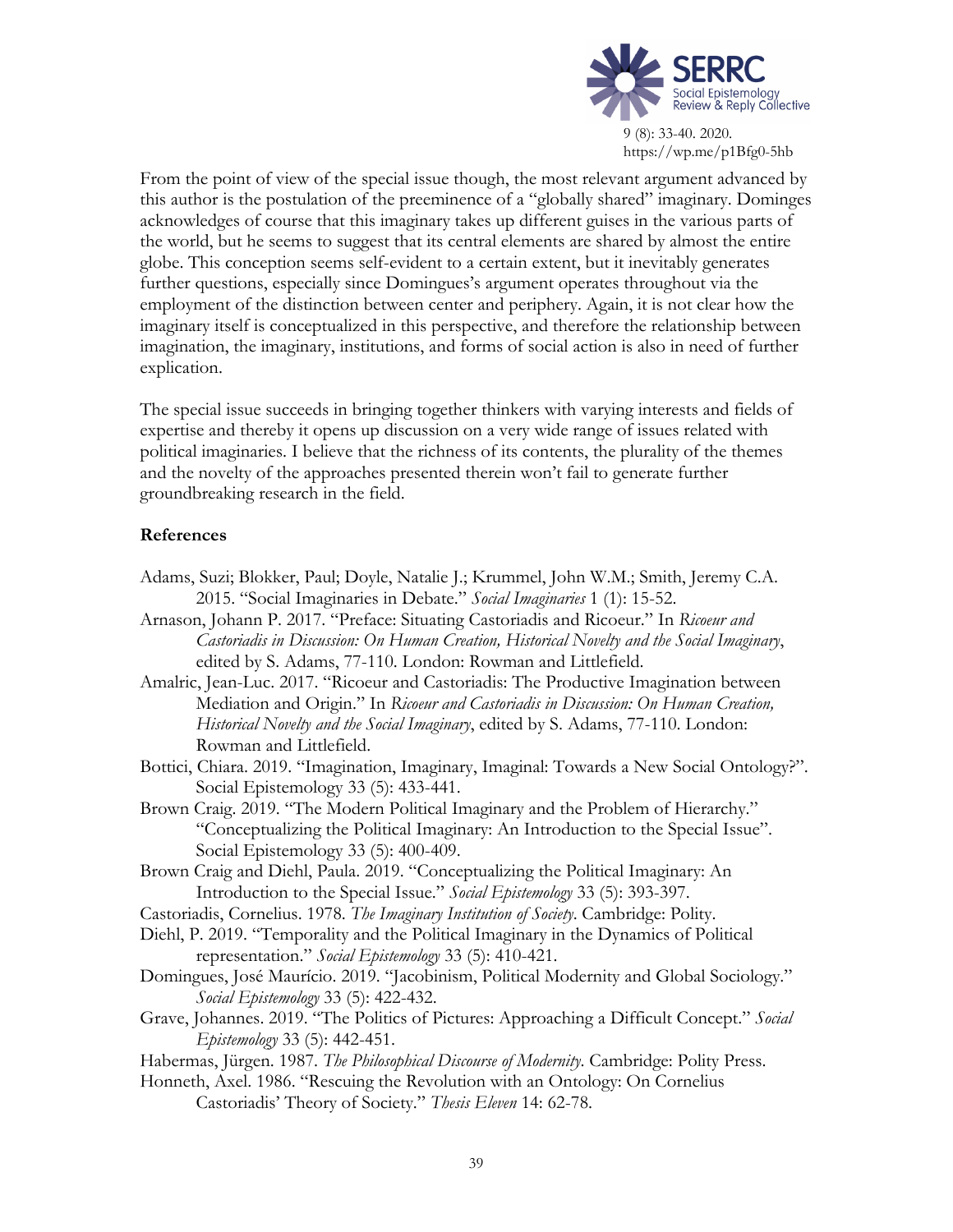From the point of view of the special issue though, the most relevant argument advanced by this author is the postulation of the preeminence of a "globally shared" imaginary. Dominges acknowledges of course that this imaginary takes up different guises in the various parts of the world, but he seems to suggest that its central elements are shared by almost the entire globe. This conception seems self-evident to a certain extent, but it inevitably generates further questions, especially since Domingues's argument operates throughout via the employment of the distinction between center and periphery. Again, it is not clear how the imaginary itself is conceptualized in this perspective, and therefore the relationship between imagination, the imaginary, institutions, and forms of social action is also in need of further explication.

The special issue succeeds in bringing together thinkers with varying interests and fields of expertise and thereby it opens up discussion on a very wide range of issues related with political imaginaries. I believe that the richness of its contents, the plurality of the themes and the novelty of the approaches presented therein won't fail to generate further groundbreaking research in the field.

## References

Adams, Suzi; Blokker, Paul; Doyle, Natalie J.; Krummel, John W.M.; Smith, Jeremy C.A. 2015. "Social Imaginaries in Debate." *Social Imaginaries* 1 (1): 15-52.

Arnason, Johann P. 2017. "Preface: Situating Castoriadis and Ricoeur." In *Ricoeur and Castoriadis in Discussion: On Human Creation, Historical Novelty and the Social Imaginary*, edited by S. Adams, 77-110. London: Rowman and Littlefield.

Amalric, Jean-Luc. 2017. "Ricoeur and Castoriadis: The Productive Imagination between Mediation and Origin." In *Ricoeur and Castoriadis in Discussion: On Human Creation, Historical Novelty and the Social Imaginary*, edited by S. Adams, 77-110. London: Rowman and Littlefield.

Bottici, Chiara. 2019. "Imagination, Imaginary, Imaginal: Towards a New Social Ontology?". Social Epistemology 33 (5): 433-441.

Brown Craig. 2019. "The Modern Political Imaginary and the Problem of Hierarchy." "Conceptualizing the Political Imaginary: An Introduction to the Special Issue". Social Epistemology 33 (5): 400-409.

Brown Craig and Diehl, Paula. 2019. "Conceptualizing the Political Imaginary: An Introduction to the Special Issue." *Social Epistemology* 33 (5): 393-397.

Castoriadis, Cornelius. 1978. *The Imaginary Institution of Society*. Cambridge: Polity.

Diehl, P. 2019. "Temporality and the Political Imaginary in the Dynamics of Political representation." *Social Epistemology* 33 (5): 410-421.

Domingues, José Maurício. 2019. "Jacobinism, Political Modernity and Global Sociology." *Social Epistemology* 33 (5): 422-432.

Grave, Johannes. 2019. "The Politics of Pictures: Approaching a Difficult Concept." *Social Epistemology* 33 (5): 442-451.

Habermas, Jürgen. 1987. *The Philosophical Discourse of Modernity*. Cambridge: Polity Press.

Honneth, Axel. 1986. "Rescuing the Revolution with an Ontology: On Cornelius Castoriadis' Theory of Society." *Thesis Eleven* 14: 62-78.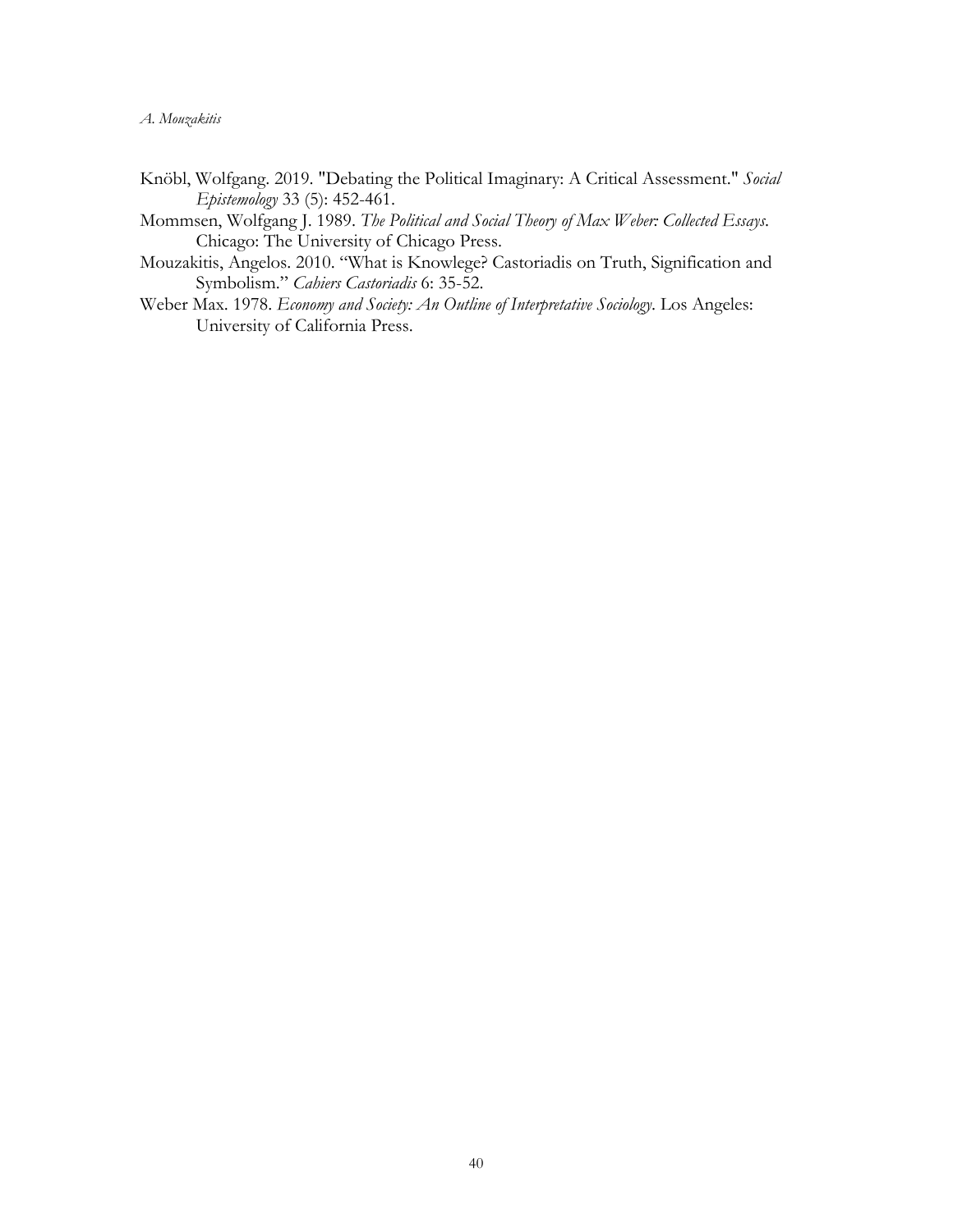Knöbl, Wolfgang. 2019. "Debating the Political Imaginary: A Critical Assessment." *Social Epistemology* 33 (5): 452-461.

Mommsen, Wolfgang J. 1989. *The Political and Social Theory of Max Weber: Collected Essays*. Chicago: The University of Chicago Press.

Mouzakitis, Angelos. 2010. "What is Knowlege? Castoriadis on Truth, Signification and Symbolism." *Cahiers Castoriadis* 6: 35-52.

Weber Max. 1978. *Economy and Society: An Outline of Interpretative Sociology*. Los Angeles: University of California Press.